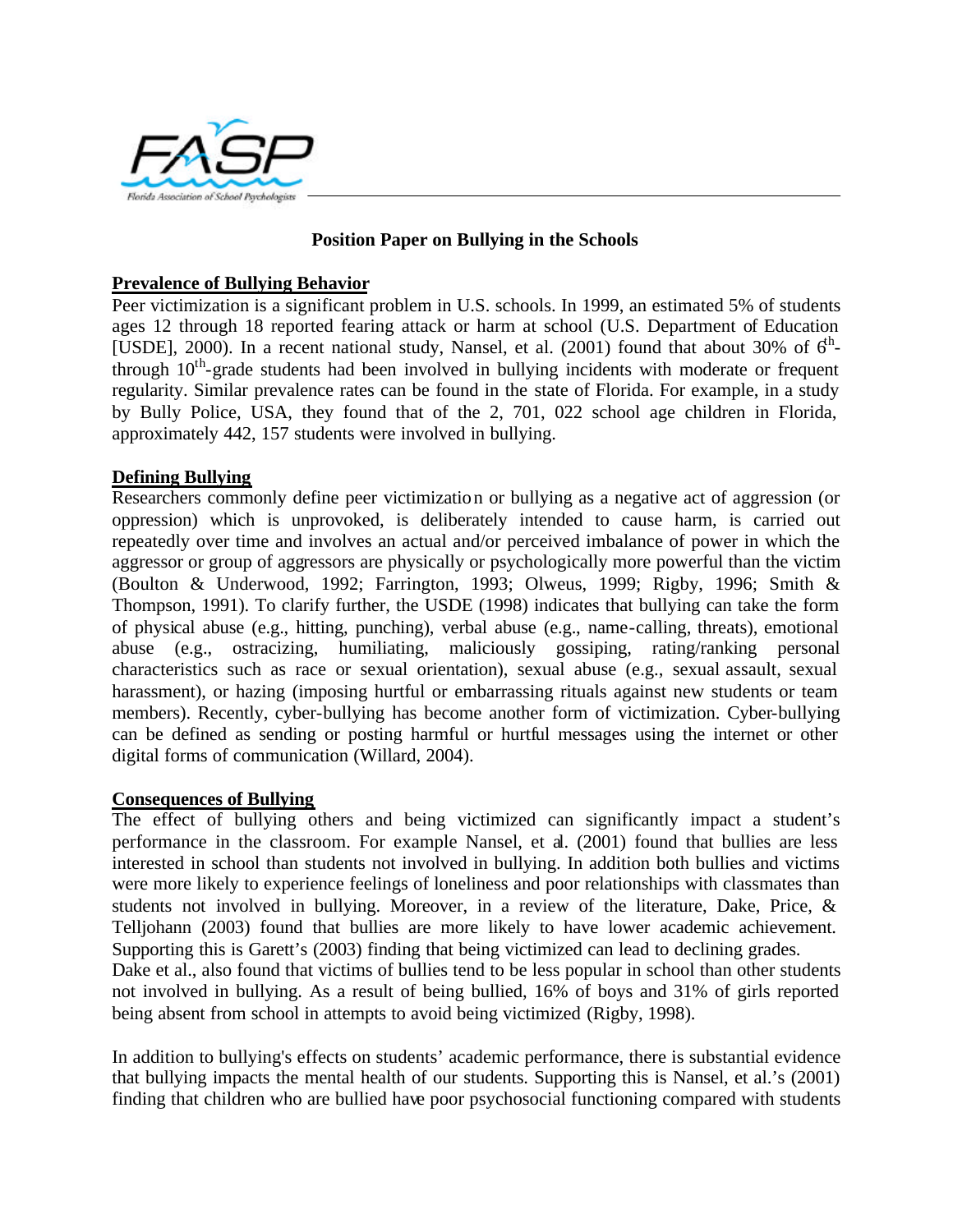# Position Paper on Bullying in the Schools

## Prevalence of Bullying Behavior

Peer victimization is a significant problem in U.S. schools. In 1999, an estimated 5% of students ages 12 through 18 reported fearing attack or harm at school (U.S. Department of Education [USDE], 2000). In a recent national study, Nansel, et al. (2001) found that about 30% of 6th-through 10th-grade students had been involved in bullying incidents with moderate or frequent regularity. Similar prevalence rates can be found in the state of Florida. For example, in a study by Bully Police, USA, they found that of the 2, 701, 022 school age children in Florida, approximately 442, 157 students were involved in bullying.

## Defining Bullying

Researchers commonly define peer victimization or bullying as a negative act of aggression (or oppression) which is unprovoked, is deliberately intended to cause harm, is carried out repeatedly over time and involves an actual and/or perceived imbalance of power in which the aggressor or group of aggressors are physically or psychologically more powerful than the victim (Boulton & Underwood, 1992; Farrington, 1993; Olweus, 1999; Rigby, 1996; Smith & Thompson, 1991). To clarify further, the USDE (1998) indicates that bullying can take the form of physical abuse (e.g., hitting, punching), verbal abuse (e.g., name-calling, threats), emotional abuse (e.g., ostracizing, humiliating, maliciously gossiping, rating/ranking personal characteristics such as race or sexual orientation), sexual abuse (e.g., sexual assault, sexual harassment), or hazing (imposing hurtful or embarrassing rituals against new students or team members). Recently, cyber-bullying has become another form of victimization. Cyber-bullying can be defined as sending or posting harmful or hurtful messages using the internet or other digital forms of communication (Willard, 2004).

## Consequences of Bullying

The effect of bullying others and being victimized can significantly impact a student's performance in the classroom. For example Nansel, et al. (2001) found that bullies are less interested in school than students not involved in bullying. In addition both bullies and victims were more likely to experience feelings of loneliness and poor relationships with classmates than students not involved in bullying. Moreover, in a review of the literature, Dake, Price, & Telljohann (2003) found that bullies are more likely to have lower academic achievement. Supporting this is Garett's (2003) finding that being victimized can lead to declining grades. Dake et al., also found that victims of bullies tend to be less popular in school than other students not involved in bullying. As a result of being bullied, 16% of boys and 31% of girls reported being absent from school in attempts to avoid being victimized (Rigby, 1998).

In addition to bullying's effects on students' academic performance, there is substantial evidence that bullying impacts the mental health of our students. Supporting this is Nansel, et al.'s (2001) finding that children who are bullied have poor psychosocial functioning compared with students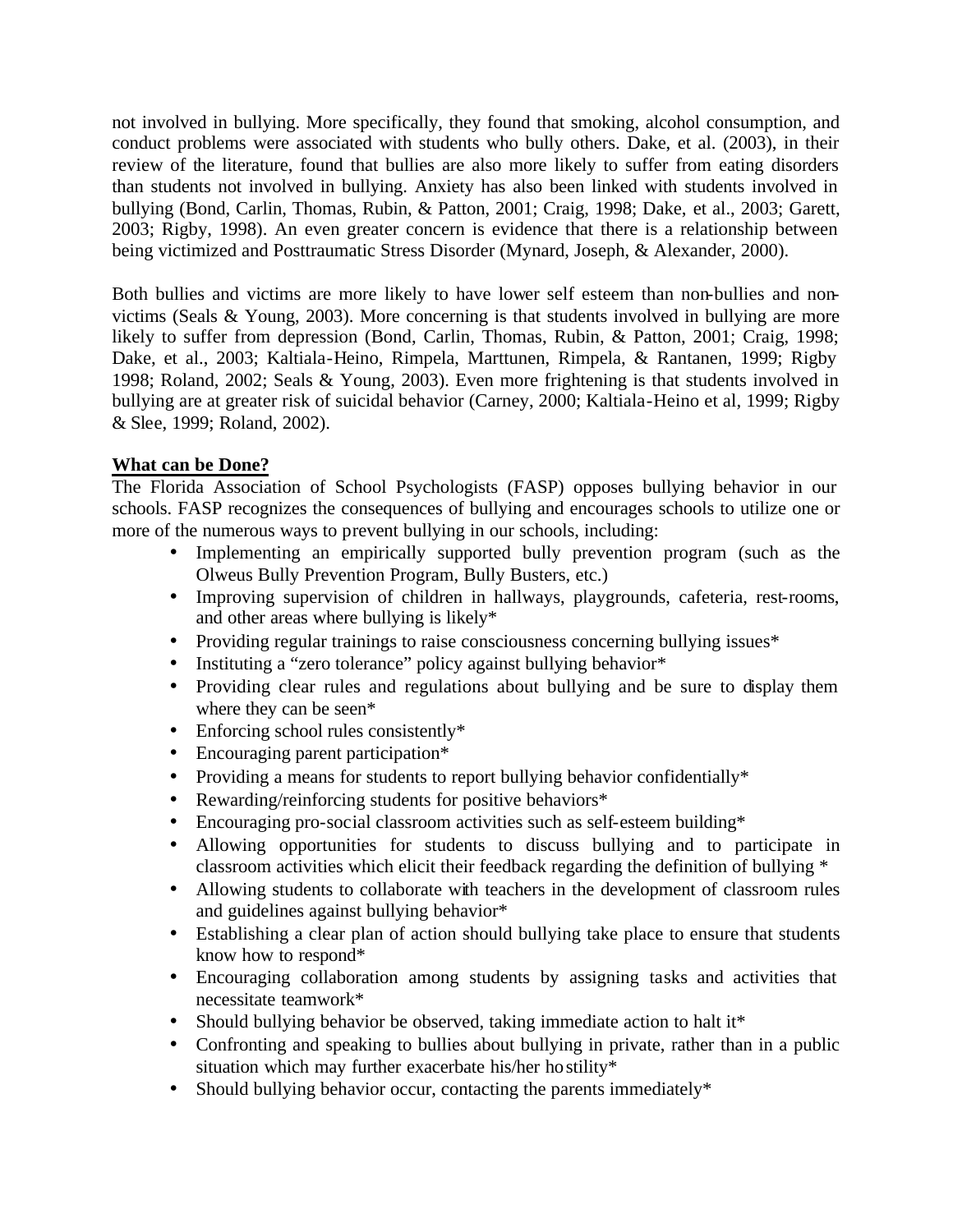not involved in bullying. More specifically, they found that smoking, alcohol consumption, and conduct problems were associated with students who bully others. Dake, et al. (2003), in their review of the literature, found that bullies are also more likely to suffer from eating disorders than students not involved in bullying. Anxiety has also been linked with students involved in bullying (Bond, Carlin, Thomas, Rubin, & Patton, 2001; Craig, 1998; Dake, et al., 2003; Garett, 2003; Rigby, 1998). An even greater concern is evidence that there is a relationship between being victimized and Posttraumatic Stress Disorder (Mynard, Joseph, & Alexander, 2000).

Both bullies and victims are more likely to have lower self esteem than non-bullies and non-victims (Seals & Young, 2003). More concerning is that students involved in bullying are more likely to suffer from depression (Bond, Carlin, Thomas, Rubin, & Patton, 2001; Craig, 1998; Dake, et al., 2003; Kaltiala-Heino, Rimpela, Marttunen, Rimpela, & Rantanen, 1999; Rigby 1998; Roland, 2002; Seals & Young, 2003). Even more frightening is that students involved in bullying are at greater risk of suicidal behavior (Carney, 2000; Kaltiala-Heino et al, 1999; Rigby & Slee, 1999; Roland, 2002).

## What can be Done?

The Florida Association of School Psychologists (FASP) opposes bullying behavior in our schools. FASP recognizes the consequences of bullying and encourages schools to utilize one or more of the numerous ways to prevent bullying in our schools, including:

- Implementing an empirically supported bully prevention program (such as the Olweus Bully Prevention Program, Bully Busters, etc.)
- Improving supervision of children in hallways, playgrounds, cafeteria, rest-rooms, and other areas where bullying is likely*
- Providing regular trainings to raise consciousness concerning bullying issues*
- Instituting a "zero tolerance" policy against bullying behavior*
- Providing clear rules and regulations about bullying and be sure to display them where they can be seen*
- Enforcing school rules consistently*
- Encouraging parent participation*
- Providing a means for students to report bullying behavior confidentially*
- Rewarding/reinforcing students for positive behaviors*
- Encouraging pro-social classroom activities such as self-esteem building*
- Allowing opportunities for students to discuss bullying and to participate in classroom activities which elicit their feedback regarding the definition of bullying *
- Allowing students to collaborate with teachers in the development of classroom rules and guidelines against bullying behavior*
- Establishing a clear plan of action should bullying take place to ensure that students know how to respond*
- Encouraging collaboration among students by assigning tasks and activities that necessitate teamwork*
- Should bullying behavior be observed, taking immediate action to halt it*
- Confronting and speaking to bullies about bullying in private, rather than in a public situation which may further exacerbate his/her hostility*
- Should bullying behavior occur, contacting the parents immediately*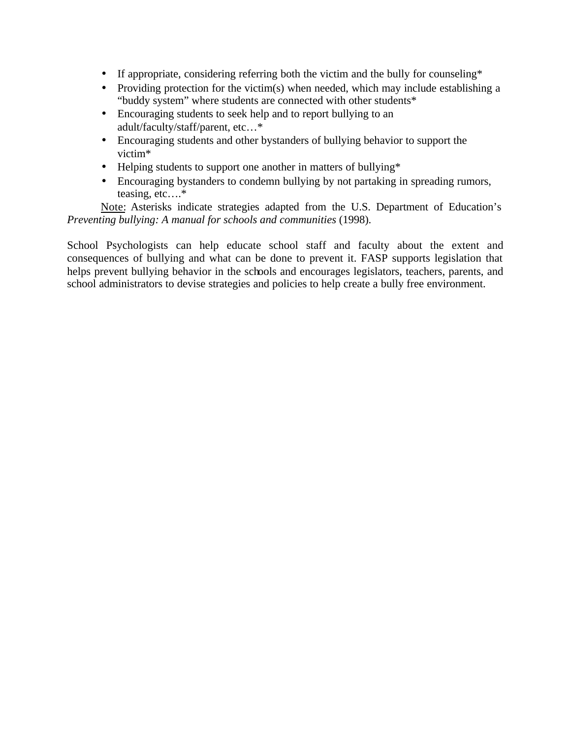- If appropriate, considering referring both the victim and the bully for counseling*
- Providing protection for the victim(s) when needed, which may include establishing a “buddy system” where students are connected with other students*
- Encouraging students to seek help and to report bullying to an adult/faculty/staff/parent, etc…*
- Encouraging students and other bystanders of bullying behavior to support the victim*
- Helping students to support one another in matters of bullying*
- Encouraging bystanders to condemn bullying by not partaking in spreading rumors, teasing, etc….*

Note: Asterisks indicate strategies adapted from the U.S. Department of Education’s *Preventing bullying: A manual for schools and communities* (1998).

School Psychologists can help educate school staff and faculty about the extent and consequences of bullying and what can be done to prevent it. FASP supports legislation that helps prevent bullying behavior in the schools and encourages legislators, teachers, parents, and school administrators to devise strategies and policies to help create a bully free environment.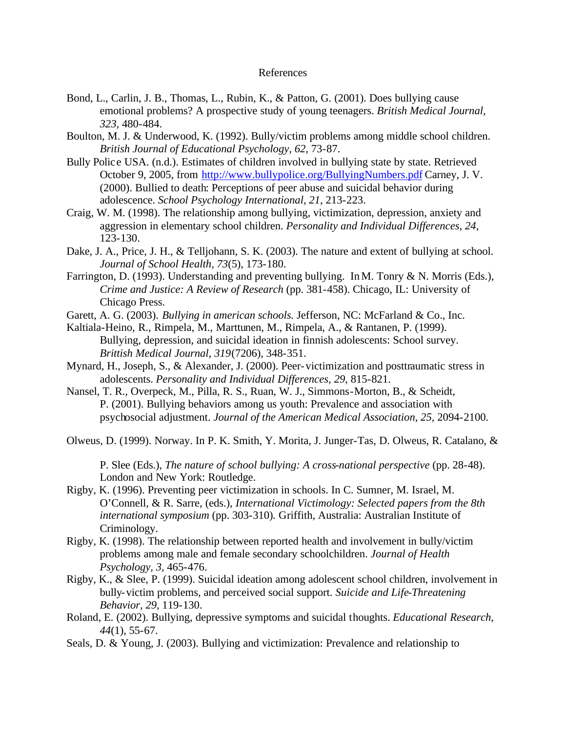# References

Bond, L., Carlin, J. B., Thomas, L., Rubin, K., & Patton, G. (2001). Does bullying cause emotional problems? A prospective study of young teenagers. *British Medical Journal, 323*, 480-484.

Boulton, M. J. & Underwood, K. (1992). Bully/victim problems among middle school children. *British Journal of Educational Psychology, 62*, 73-87.

Bully Police USA. (n.d.). Estimates of children involved in bullying state by state. Retrieved October 9, 2005, from http://www.bullypolice.org/BullyingNumbers.pdf Carney, J. V. (2000). Bullied to death: Perceptions of peer abuse and suicidal behavior during adolescence. *School Psychology International, 21*, 213-223.

Craig, W. M. (1998). The relationship among bullying, victimization, depression, anxiety and aggression in elementary school children. *Personality and Individual Differences, 24*, 123-130.

Dake, J. A., Price, J. H., & Telljohann, S. K. (2003). The nature and extent of bullying at school. *Journal of School Health, 73*(5), 173-180.

Farrington, D. (1993). Understanding and preventing bullying. In M. Tonry & N. Morris (Eds.), *Crime and Justice: A Review of Research* (pp. 381-458). Chicago, IL: University of Chicago Press.

Garett, A. G. (2003). *Bullying in american schools.* Jefferson, NC: McFarland & Co., Inc.

Kaltiala-Heino, R., Rimpela, M., Marttunen, M., Rimpela, A., & Rantanen, P. (1999). Bullying, depression, and suicidal ideation in finnish adolescents: School survey. *Brittish Medical Journal, 319*(7206), 348-351.

Mynard, H., Joseph, S., & Alexander, J. (2000). Peer-victimization and posttraumatic stress in adolescents. *Personality and Individual Differences, 29*, 815-821.

Nansel, T. R., Overpeck, M., Pilla, R. S., Ruan, W. J., Simmons-Morton, B., & Scheidt, P. (2001). Bullying behaviors among us youth: Prevalence and association with psychosocial adjustment. *Journal of the American Medical Association, 25*, 2094-2100.

Olweus, D. (1999). Norway. In P. K. Smith, Y. Morita, J. Junger-Tas, D. Olweus, R. Catalano, & P. Slee (Eds.), *The nature of school bullying: A cross-national perspective* (pp. 28-48). London and New York: Routledge.

Rigby, K. (1996). Preventing peer victimization in schools. In C. Sumner, M. Israel, M. O'Connell, & R. Sarre, (eds.), *International Victimology: Selected papers from the 8th international symposium* (pp. 303-310). Griffith, Australia: Australian Institute of Criminology.

Rigby, K. (1998). The relationship between reported health and involvement in bully/victim problems among male and female secondary schoolchildren. *Journal of Health Psychology, 3*, 465-476.

Rigby, K., & Slee, P. (1999). Suicidal ideation among adolescent school children, involvement in bully-victim problems, and perceived social support. *Suicide and Life-Threatening Behavior, 29*, 119-130.

Roland, E. (2002). Bullying, depressive symptoms and suicidal thoughts. *Educational Research, 44*(1), 55-67.

Seals, D. & Young, J. (2003). Bullying and victimization: Prevalence and relationship to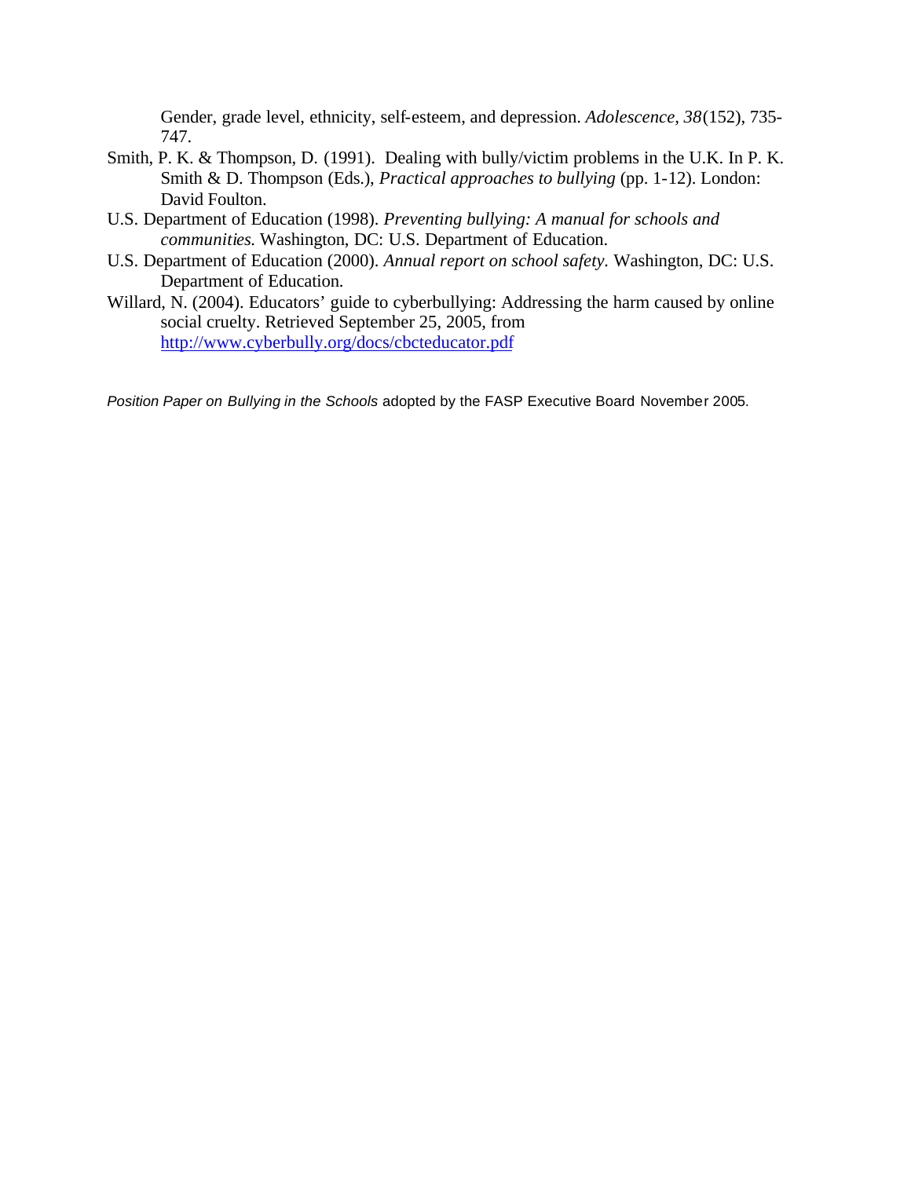Gender, grade level, ethnicity, self-esteem, and depression. *Adolescence, 38*(152), 735-747.

Smith, P. K. & Thompson, D. (1991). Dealing with bully/victim problems in the U.K. In P. K. Smith & D. Thompson (Eds.), *Practical approaches to bullying* (pp. 1-12). London: David Foulton.

U.S. Department of Education (1998). *Preventing bullying: A manual for schools and communities.* Washington, DC: U.S. Department of Education.

U.S. Department of Education (2000). *Annual report on school safety.* Washington, DC: U.S. Department of Education.

Willard, N. (2004). Educators' guide to cyberbullying: Addressing the harm caused by online social cruelty. Retrieved September 25, 2005, from http://www.cyberbully.org/docs/cbcteducator.pdf

*Position Paper on Bullying in the Schools* adopted by the FASP Executive Board November 2005.